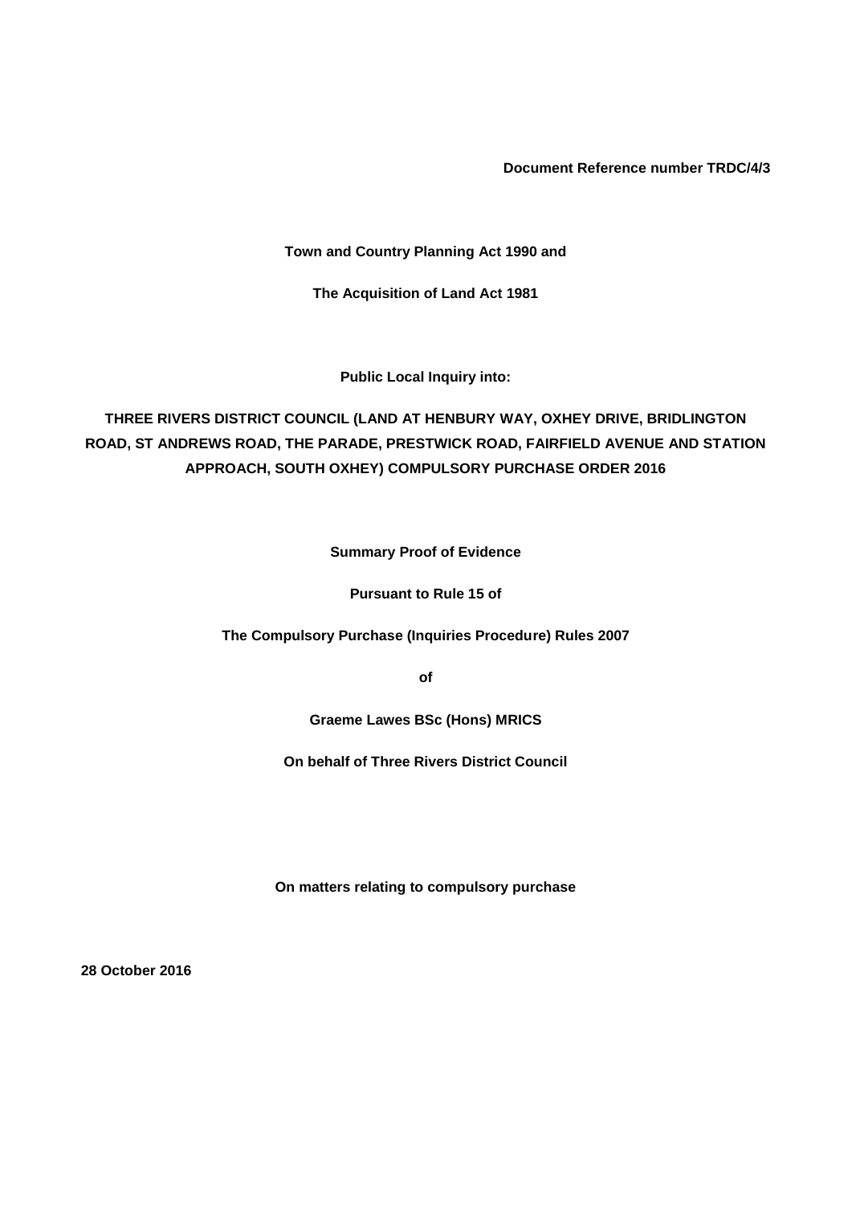**Document Reference number TRDC/4/3**

**Town and Country Planning Act 1990 and**

**The Acquisition of Land Act 1981**

**Public Local Inquiry into:**

# THREE RIVERS DISTRICT COUNCIL (LAND AT HENBURY WAY, OXHEY DRIVE, BRIDLINGTON ROAD, ST ANDREWS ROAD, THE PARADE, PRESTWICK ROAD, FAIRFIELD AVENUE AND STATION APPROACH, SOUTH OXHEY) COMPULSORY PURCHASE ORDER 2016

**Summary Proof of Evidence**

**Pursuant to Rule 15 of**

**The Compulsory Purchase (Inquiries Procedure) Rules 2007**

**of**

**Graeme Lawes BSc (Hons) MRICS**

**On behalf of Three Rivers District Council**

**On matters relating to compulsory purchase**

**28 October 2016**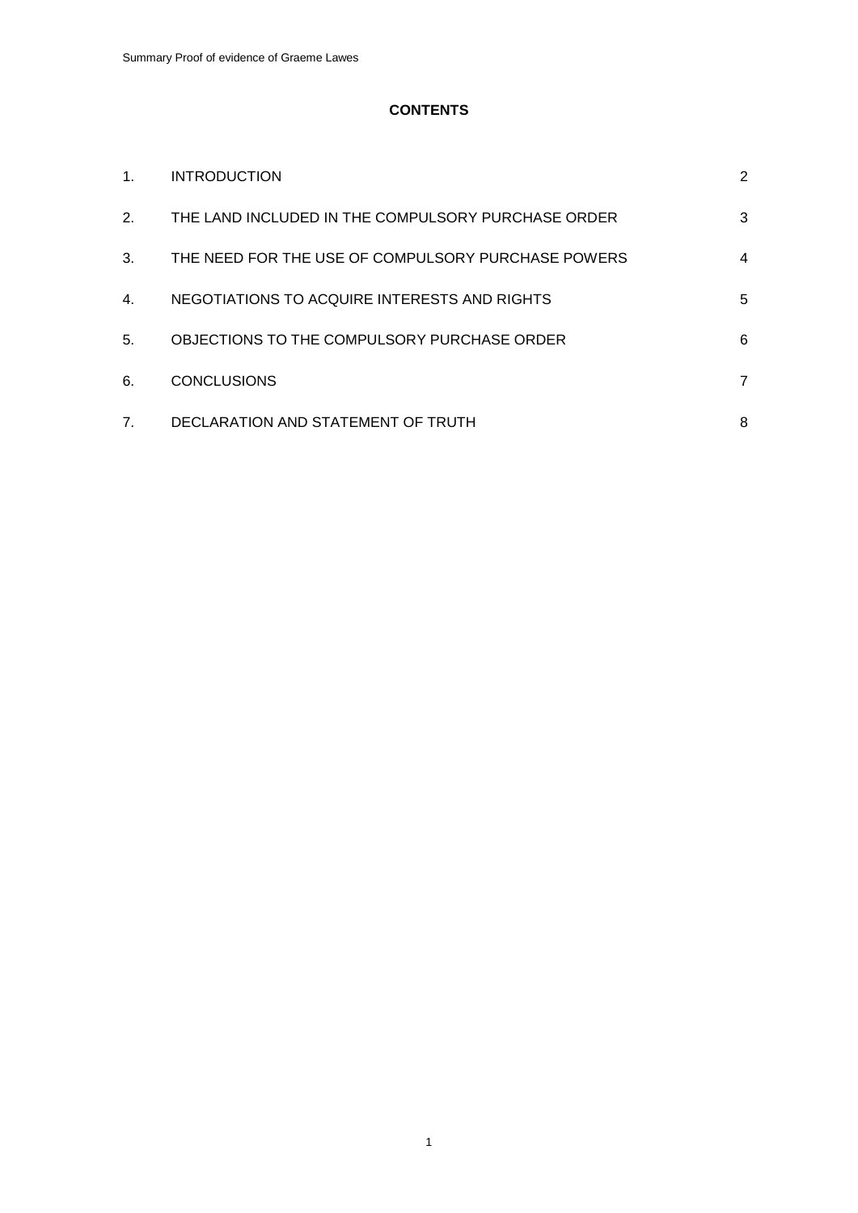**CONTENTS**

| | | |
|---|---|---|
| 1. | INTRODUCTION | 2 |
| 2. | THE LAND INCLUDED IN THE COMPULSORY PURCHASE ORDER | 3 |
| 3. | THE NEED FOR THE USE OF COMPULSORY PURCHASE POWERS | 4 |
| 4. | NEGOTIATIONS TO ACQUIRE INTERESTS AND RIGHTS | 5 |
| 5. | OBJECTIONS TO THE COMPULSORY PURCHASE ORDER | 6 |
| 6. | CONCLUSIONS | 7 |
| 7. | DECLARATION AND STATEMENT OF TRUTH | 8 |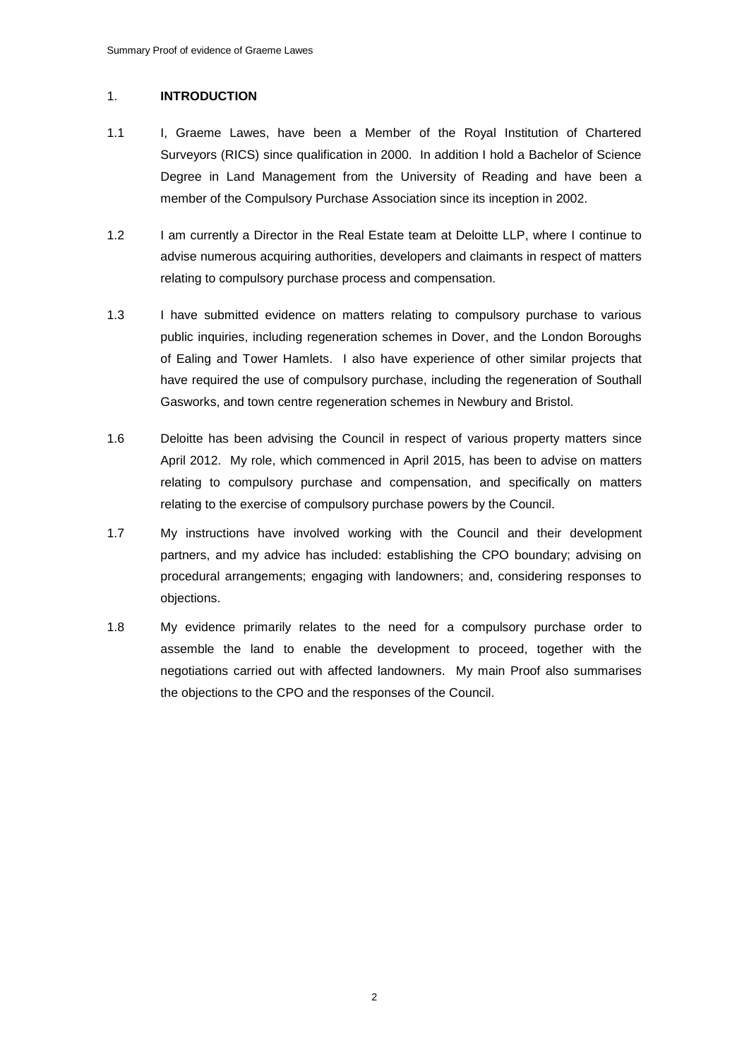## 1. INTRODUCTION

1.1 I, Graeme Lawes, have been a Member of the Royal Institution of Chartered Surveyors (RICS) since qualification in 2000. In addition I hold a Bachelor of Science Degree in Land Management from the University of Reading and have been a member of the Compulsory Purchase Association since its inception in 2002.

1.2 I am currently a Director in the Real Estate team at Deloitte LLP, where I continue to advise numerous acquiring authorities, developers and claimants in respect of matters relating to compulsory purchase process and compensation.

1.3 I have submitted evidence on matters relating to compulsory purchase to various public inquiries, including regeneration schemes in Dover, and the London Boroughs of Ealing and Tower Hamlets. I also have experience of other similar projects that have required the use of compulsory purchase, including the regeneration of Southall Gasworks, and town centre regeneration schemes in Newbury and Bristol.

1.6 Deloitte has been advising the Council in respect of various property matters since April 2012. My role, which commenced in April 2015, has been to advise on matters relating to compulsory purchase and compensation, and specifically on matters relating to the exercise of compulsory purchase powers by the Council.

1.7 My instructions have involved working with the Council and their development partners, and my advice has included: establishing the CPO boundary; advising on procedural arrangements; engaging with landowners; and, considering responses to objections.

1.8 My evidence primarily relates to the need for a compulsory purchase order to assemble the land to enable the development to proceed, together with the negotiations carried out with affected landowners. My main Proof also summarises the objections to the CPO and the responses of the Council.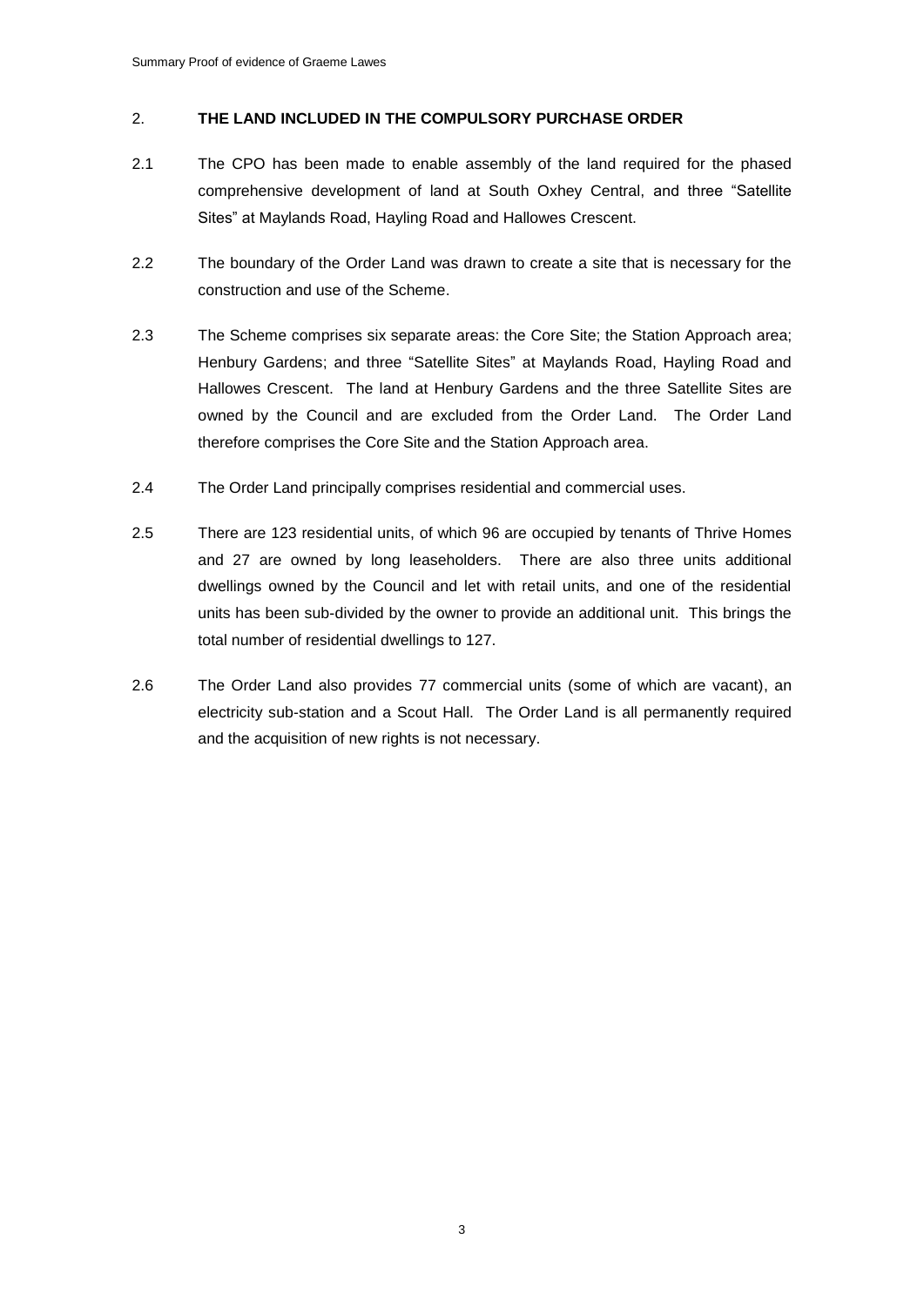## 2. THE LAND INCLUDED IN THE COMPULSORY PURCHASE ORDER

2.1 The CPO has been made to enable assembly of the land required for the phased comprehensive development of land at South Oxhey Central, and three "Satellite Sites" at Maylands Road, Hayling Road and Hallowes Crescent.

2.2 The boundary of the Order Land was drawn to create a site that is necessary for the construction and use of the Scheme.

2.3 The Scheme comprises six separate areas: the Core Site; the Station Approach area; Henbury Gardens; and three "Satellite Sites" at Maylands Road, Hayling Road and Hallowes Crescent. The land at Henbury Gardens and the three Satellite Sites are owned by the Council and are excluded from the Order Land. The Order Land therefore comprises the Core Site and the Station Approach area.

2.4 The Order Land principally comprises residential and commercial uses.

2.5 There are 123 residential units, of which 96 are occupied by tenants of Thrive Homes and 27 are owned by long leaseholders. There are also three units additional dwellings owned by the Council and let with retail units, and one of the residential units has been sub-divided by the owner to provide an additional unit. This brings the total number of residential dwellings to 127.

2.6 The Order Land also provides 77 commercial units (some of which are vacant), an electricity sub-station and a Scout Hall. The Order Land is all permanently required and the acquisition of new rights is not necessary.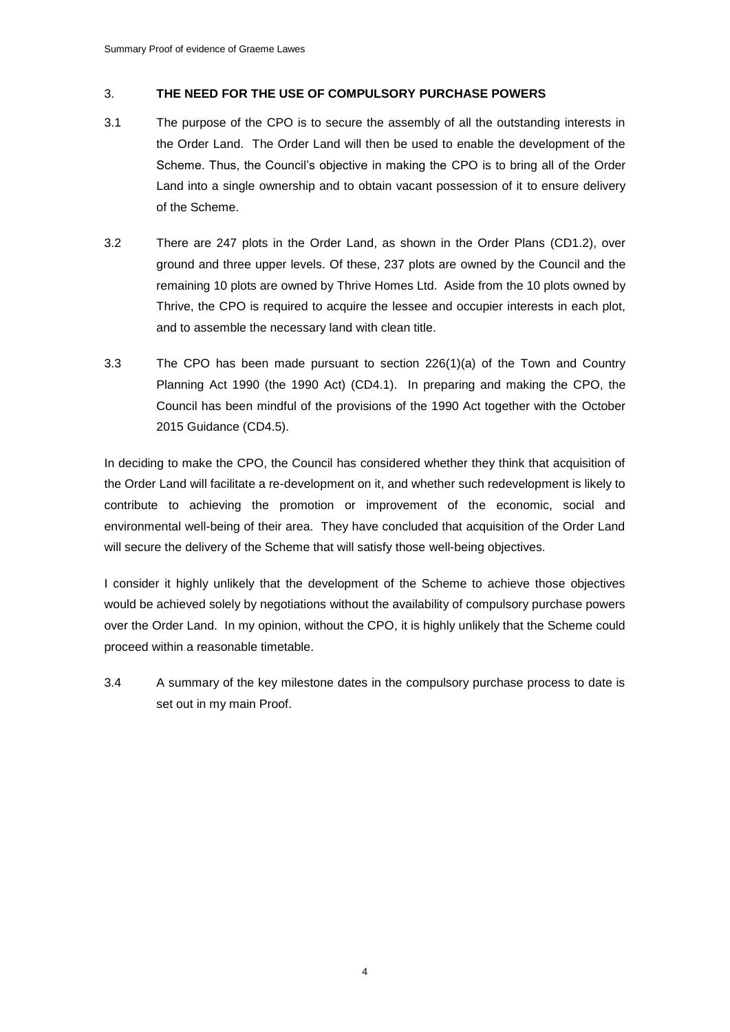## 3. THE NEED FOR THE USE OF COMPULSORY PURCHASE POWERS

3.1 The purpose of the CPO is to secure the assembly of all the outstanding interests in the Order Land. The Order Land will then be used to enable the development of the Scheme. Thus, the Council's objective in making the CPO is to bring all of the Order Land into a single ownership and to obtain vacant possession of it to ensure delivery of the Scheme.

3.2 There are 247 plots in the Order Land, as shown in the Order Plans (CD1.2), over ground and three upper levels. Of these, 237 plots are owned by the Council and the remaining 10 plots are owned by Thrive Homes Ltd. Aside from the 10 plots owned by Thrive, the CPO is required to acquire the lessee and occupier interests in each plot, and to assemble the necessary land with clean title.

3.3 The CPO has been made pursuant to section 226(1)(a) of the Town and Country Planning Act 1990 (the 1990 Act) (CD4.1). In preparing and making the CPO, the Council has been mindful of the provisions of the 1990 Act together with the October 2015 Guidance (CD4.5).

In deciding to make the CPO, the Council has considered whether they think that acquisition of the Order Land will facilitate a re-development on it, and whether such redevelopment is likely to contribute to achieving the promotion or improvement of the economic, social and environmental well-being of their area. They have concluded that acquisition of the Order Land will secure the delivery of the Scheme that will satisfy those well-being objectives.

I consider it highly unlikely that the development of the Scheme to achieve those objectives would be achieved solely by negotiations without the availability of compulsory purchase powers over the Order Land. In my opinion, without the CPO, it is highly unlikely that the Scheme could proceed within a reasonable timetable.

3.4 A summary of the key milestone dates in the compulsory purchase process to date is set out in my main Proof.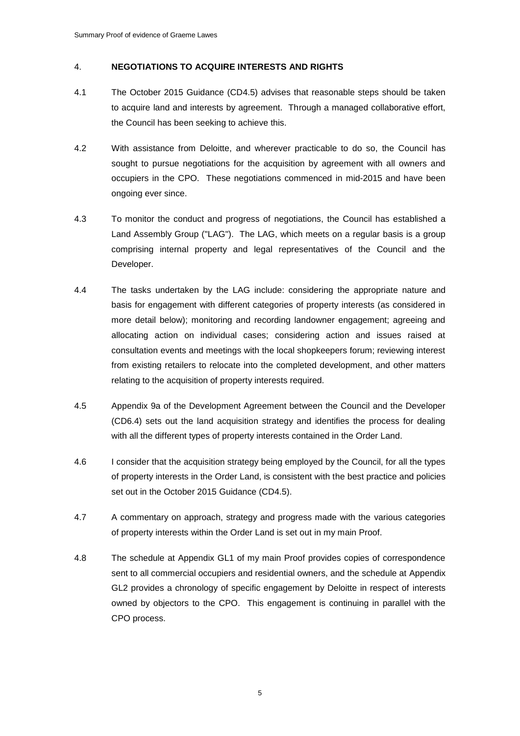## 4. NEGOTIATIONS TO ACQUIRE INTERESTS AND RIGHTS

4.1 The October 2015 Guidance (CD4.5) advises that reasonable steps should be taken to acquire land and interests by agreement. Through a managed collaborative effort, the Council has been seeking to achieve this.

4.2 With assistance from Deloitte, and wherever practicable to do so, the Council has sought to pursue negotiations for the acquisition by agreement with all owners and occupiers in the CPO. These negotiations commenced in mid-2015 and have been ongoing ever since.

4.3 To monitor the conduct and progress of negotiations, the Council has established a Land Assembly Group ("LAG"). The LAG, which meets on a regular basis is a group comprising internal property and legal representatives of the Council and the Developer.

4.4 The tasks undertaken by the LAG include: considering the appropriate nature and basis for engagement with different categories of property interests (as considered in more detail below); monitoring and recording landowner engagement; agreeing and allocating action on individual cases; considering action and issues raised at consultation events and meetings with the local shopkeepers forum; reviewing interest from existing retailers to relocate into the completed development, and other matters relating to the acquisition of property interests required.

4.5 Appendix 9a of the Development Agreement between the Council and the Developer (CD6.4) sets out the land acquisition strategy and identifies the process for dealing with all the different types of property interests contained in the Order Land.

4.6 I consider that the acquisition strategy being employed by the Council, for all the types of property interests in the Order Land, is consistent with the best practice and policies set out in the October 2015 Guidance (CD4.5).

4.7 A commentary on approach, strategy and progress made with the various categories of property interests within the Order Land is set out in my main Proof.

4.8 The schedule at Appendix GL1 of my main Proof provides copies of correspondence sent to all commercial occupiers and residential owners, and the schedule at Appendix GL2 provides a chronology of specific engagement by Deloitte in respect of interests owned by objectors to the CPO. This engagement is continuing in parallel with the CPO process.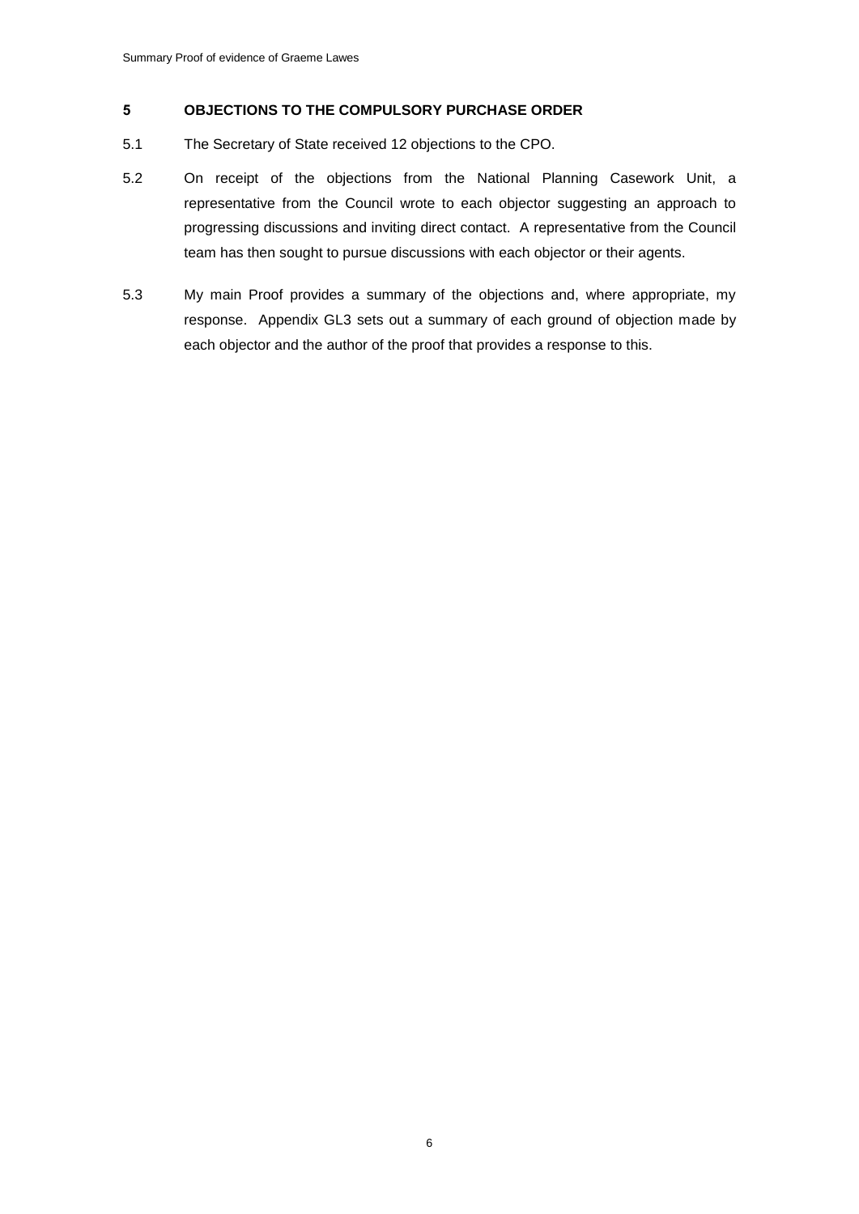## 5 OBJECTIONS TO THE COMPULSORY PURCHASE ORDER

5.1 The Secretary of State received 12 objections to the CPO.

5.2 On receipt of the objections from the National Planning Casework Unit, a representative from the Council wrote to each objector suggesting an approach to progressing discussions and inviting direct contact. A representative from the Council team has then sought to pursue discussions with each objector or their agents.

5.3 My main Proof provides a summary of the objections and, where appropriate, my response. Appendix GL3 sets out a summary of each ground of objection made by each objector and the author of the proof that provides a response to this.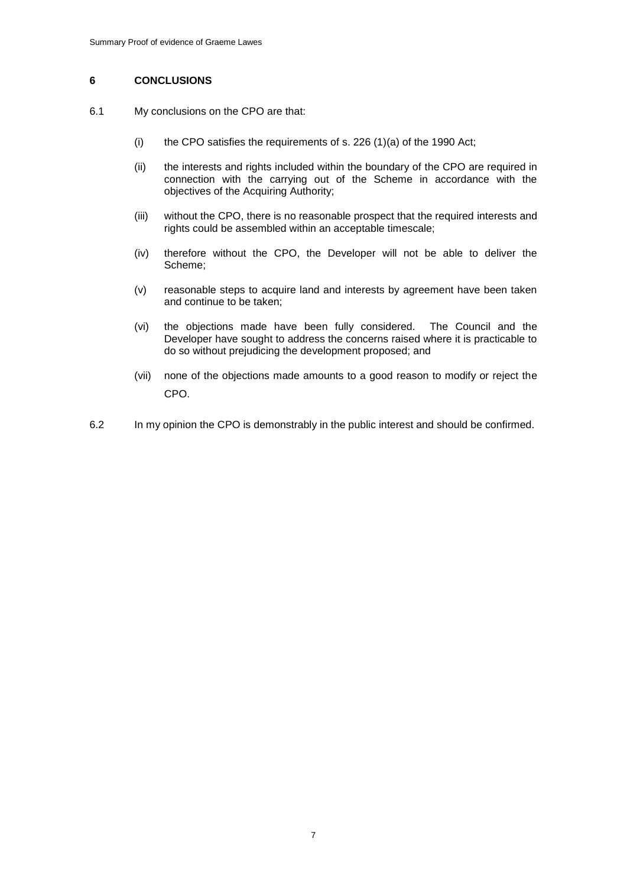## 6 CONCLUSIONS

6.1 My conclusions on the CPO are that:

(i) the CPO satisfies the requirements of s. 226 (1)(a) of the 1990 Act;

(ii) the interests and rights included within the boundary of the CPO are required in connection with the carrying out of the Scheme in accordance with the objectives of the Acquiring Authority;

(iii) without the CPO, there is no reasonable prospect that the required interests and rights could be assembled within an acceptable timescale;

(iv) therefore without the CPO, the Developer will not be able to deliver the Scheme;

(v) reasonable steps to acquire land and interests by agreement have been taken and continue to be taken;

(vi) the objections made have been fully considered. The Council and the Developer have sought to address the concerns raised where it is practicable to do so without prejudicing the development proposed; and

(vii) none of the objections made amounts to a good reason to modify or reject the CPO.

6.2 In my opinion the CPO is demonstrably in the public interest and should be confirmed.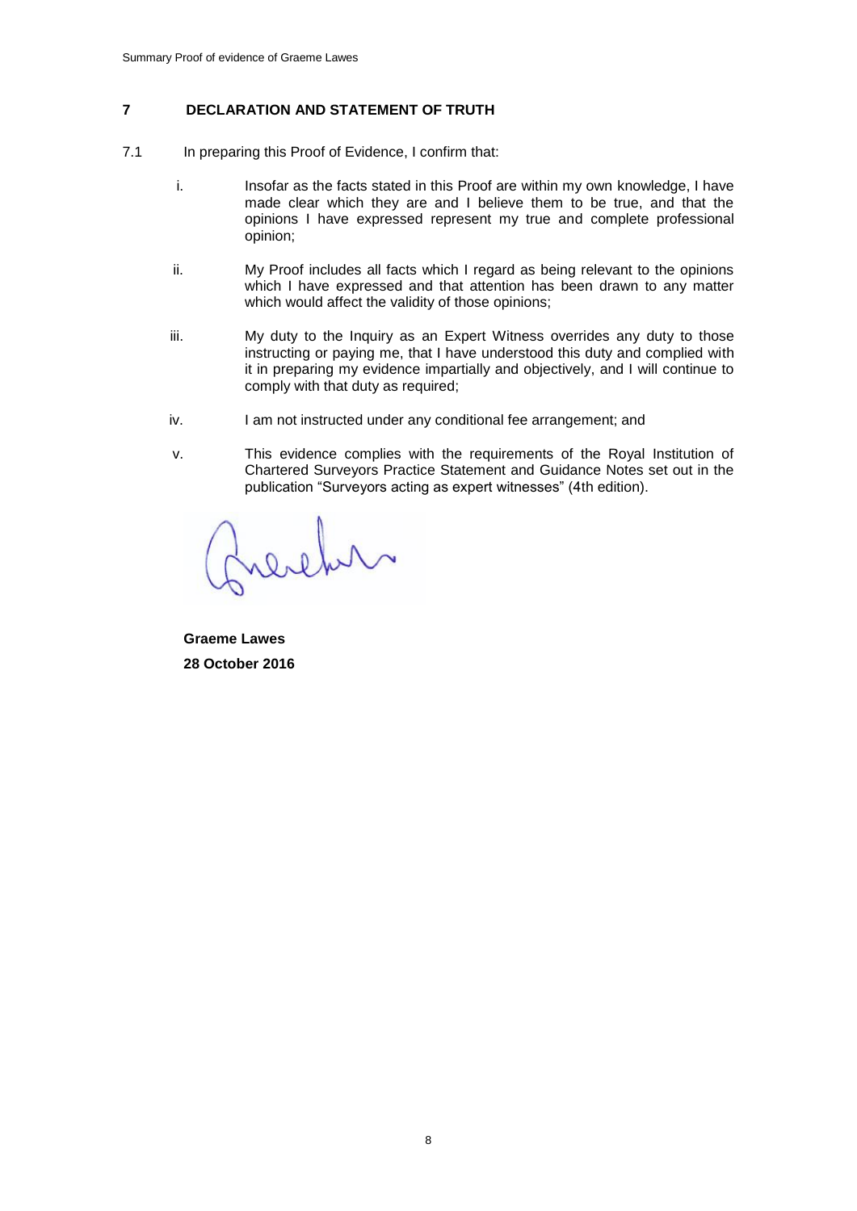## 7 DECLARATION AND STATEMENT OF TRUTH

7.1 In preparing this Proof of Evidence, I confirm that:

i. Insofar as the facts stated in this Proof are within my own knowledge, I have made clear which they are and I believe them to be true, and that the opinions I have expressed represent my true and complete professional opinion;

ii. My Proof includes all facts which I regard as being relevant to the opinions which I have expressed and that attention has been drawn to any matter which would affect the validity of those opinions;

iii. My duty to the Inquiry as an Expert Witness overrides any duty to those instructing or paying me, that I have understood this duty and complied with it in preparing my evidence impartially and objectively, and I will continue to comply with that duty as required;

iv. I am not instructed under any conditional fee arrangement; and

v. This evidence complies with the requirements of the Royal Institution of Chartered Surveyors Practice Statement and Guidance Notes set out in the publication "Surveyors acting as expert witnesses" (4th edition).

**Graeme Lawes**

**28 October 2016**